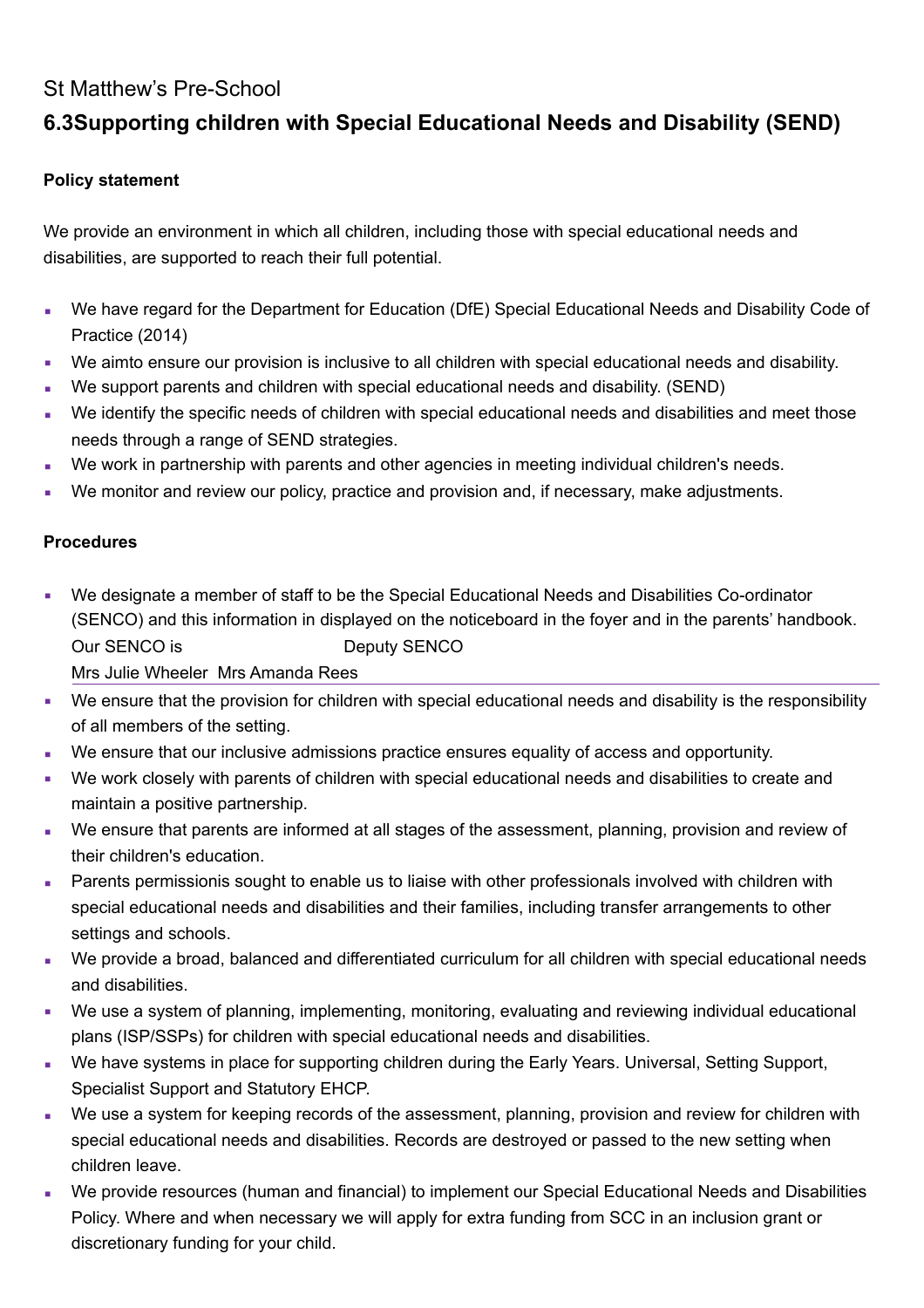St Matthew's Pre-School

## 6.3Supporting children with Special Educational Needs and Disability (SEND)

**Policy statement**

We provide an environment in which all children, including those with special educational needs and disabilities, are supported to reach their full potential.

- We have regard for the Department for Education (DfE) Special Educational Needs and Disability Code of Practice (2014)
- We aimto ensure our provision is inclusive to all children with special educational needs and disability.
- We support parents and children with special educational needs and disability. (SEND)
- We identify the specific needs of children with special educational needs and disabilities and meet those needs through a range of SEND strategies.
- We work in partnership with parents and other agencies in meeting individual children's needs.
- We monitor and review our policy, practice and provision and, if necessary, make adjustments.

**Procedures**

- We designate a member of staff to be the Special Educational Needs and Disabilities Co-ordinator (SENCO) and this information in displayed on the noticeboard in the foyer and in the parents' handbook.
  Our SENCO is Deputy SENCO
  Mrs Julie Wheeler Mrs Amanda Rees
- We ensure that the provision for children with special educational needs and disability is the responsibility of all members of the setting.
- We ensure that our inclusive admissions practice ensures equality of access and opportunity.
- We work closely with parents of children with special educational needs and disabilities to create and maintain a positive partnership.
- We ensure that parents are informed at all stages of the assessment, planning, provision and review of their children's education.
- Parents permissionis sought to enable us to liaise with other professionals involved with children with special educational needs and disabilities and their families, including transfer arrangements to other settings and schools.
- We provide a broad, balanced and differentiated curriculum for all children with special educational needs and disabilities.
- We use a system of planning, implementing, monitoring, evaluating and reviewing individual educational plans (ISP/SSPs) for children with special educational needs and disabilities.
- We have systems in place for supporting children during the Early Years. Universal, Setting Support, Specialist Support and Statutory EHCP.
- We use a system for keeping records of the assessment, planning, provision and review for children with special educational needs and disabilities. Records are destroyed or passed to the new setting when children leave.
- We provide resources (human and financial) to implement our Special Educational Needs and Disabilities Policy. Where and when necessary we will apply for extra funding from SCC in an inclusion grant or discretionary funding for your child.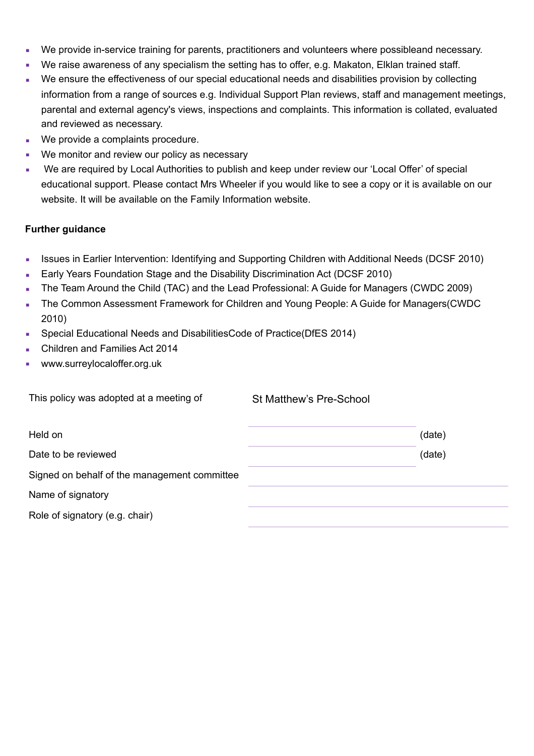- We provide in-service training for parents, practitioners and volunteers where possibleand necessary.
- We raise awareness of any specialism the setting has to offer, e.g. Makaton, Elklan trained staff.
- We ensure the effectiveness of our special educational needs and disabilities provision by collecting information from a range of sources e.g. Individual Support Plan reviews, staff and management meetings, parental and external agency's views, inspections and complaints. This information is collated, evaluated and reviewed as necessary.
- We provide a complaints procedure.
- We monitor and review our policy as necessary
- We are required by Local Authorities to publish and keep under review our 'Local Offer' of special educational support. Please contact Mrs Wheeler if you would like to see a copy or it is available on our website. It will be available on the Family Information website.

**Further guidance**

- Issues in Earlier Intervention: Identifying and Supporting Children with Additional Needs (DCSF 2010)
- Early Years Foundation Stage and the Disability Discrimination Act (DCSF 2010)
- The Team Around the Child (TAC) and the Lead Professional: A Guide for Managers (CWDC 2009)
- The Common Assessment Framework for Children and Young People: A Guide for Managers(CWDC 2010)
- Special Educational Needs and DisabilitiesCode of Practice(DfES 2014)
- Children and Families Act 2014
- www.surreylocaloffer.org.uk

| | | |
|---|---|---|
| This policy was adopted at a meeting of | St Matthew's Pre-School | |
| Held on | | (date) |
| Date to be reviewed | | (date) |
| Signed on behalf of the management committee | | |
| Name of signatory | | |
| Role of signatory (e.g. chair) | | |